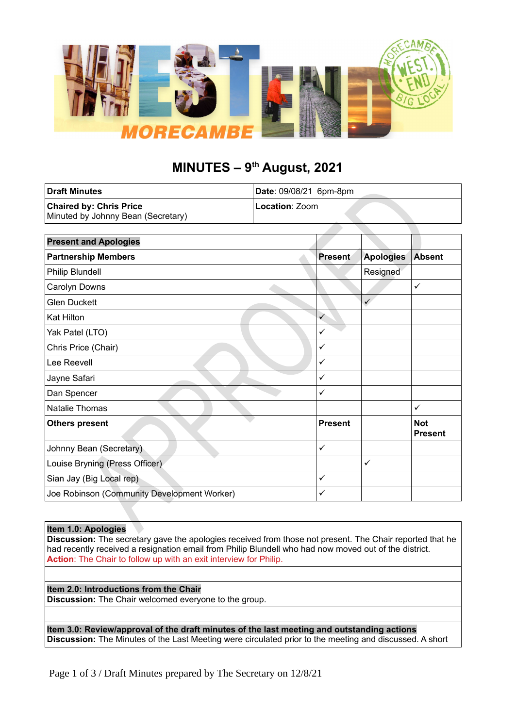# MINUTES – 9th August, 2021

| **Draft Minutes** | **Date**: 09/08/21 6pm-8pm |
|---|---|
| **Chaired by: Chris Price**<br>Minuted by Johnny Bean (Secretary) | **Location**: Zoom |

| **Present and Apologies** | | | |
|---|---|---|---|
| **Partnership Members** | **Present** | **Apologies** | **Absent** |
| Philip Blundell | | Resigned | |
| Carolyn Downs | | | ✓ |
| Glen Duckett | | ✓ | |
| Kat Hilton | ✓ | | |
| Yak Patel (LTO) | ✓ | | |
| Chris Price (Chair) | ✓ | | |
| Lee Reevell | ✓ | | |
| Jayne Safari | ✓ | | |
| Dan Spencer | ✓ | | |
| Natalie Thomas | | | ✓ |
| **Others present** | **Present** | | **Not Present** |
| Johnny Bean (Secretary) | ✓ | | |
| Louise Bryning (Press Officer) | | ✓ | |
| Sian Jay (Big Local rep) | ✓ | | |
| Joe Robinson (Community Development Worker) | ✓ | | |

**Item 1.0: Apologies**
**Discussion:** The secretary gave the apologies received from those not present. The Chair reported that he had recently received a resignation email from Philip Blundell who had now moved out of the district.
**Action**: The Chair to follow up with an exit interview for Philip.

**Item 2.0: Introductions from the Chair**
**Discussion:** The Chair welcomed everyone to the group.

**Item 3.0: Review/approval of the draft minutes of the last meeting and outstanding actions**
**Discussion:** The Minutes of the Last Meeting were circulated prior to the meeting and discussed. A short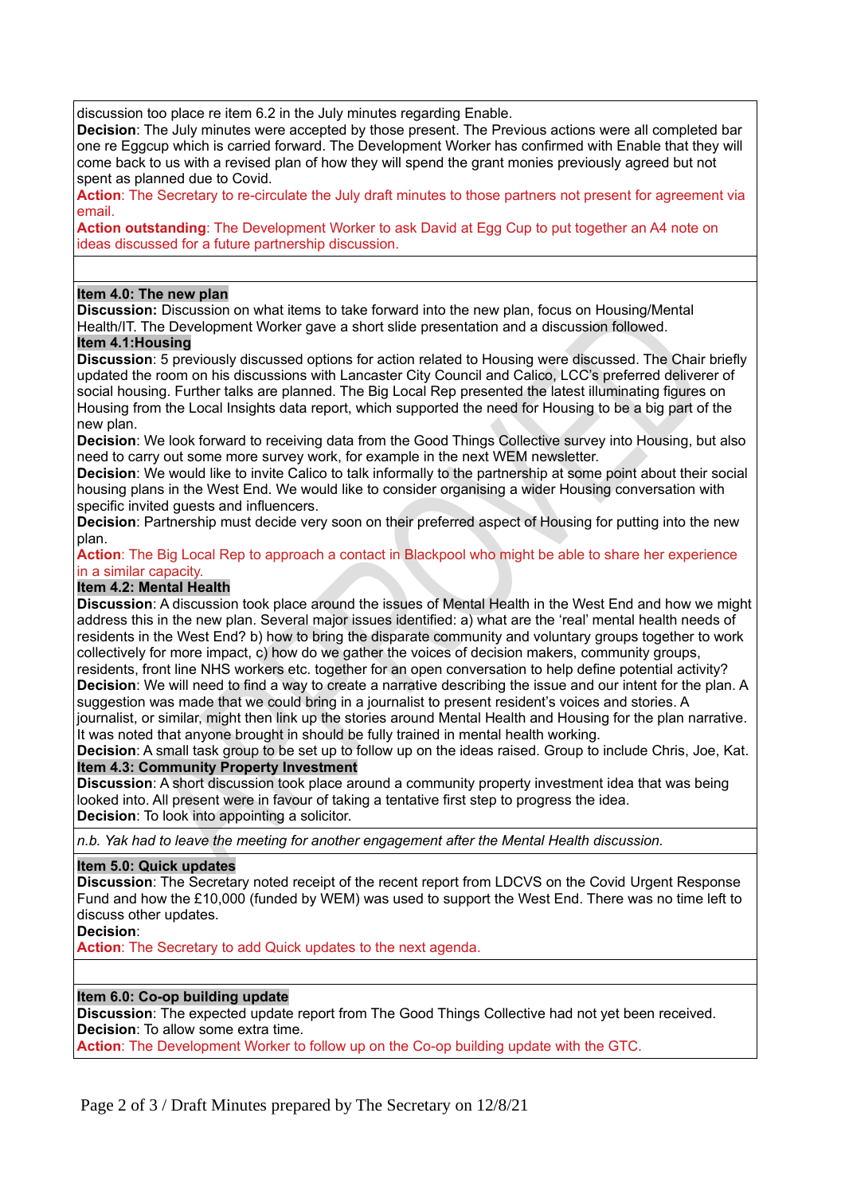discussion too place re item 6.2 in the July minutes regarding Enable.

**Decision**: The July minutes were accepted by those present. The Previous actions were all completed bar one re Eggcup which is carried forward. The Development Worker has confirmed with Enable that they will come back to us with a revised plan of how they will spend the grant monies previously agreed but not spent as planned due to Covid.

**Action**: The Secretary to re-circulate the July draft minutes to those partners not present for agreement via email.

**Action outstanding**: The Development Worker to ask David at Egg Cup to put together an A4 note on ideas discussed for a future partnership discussion.

**Item 4.0: The new plan**

**Discussion:** Discussion on what items to take forward into the new plan, focus on Housing/Mental Health/IT. The Development Worker gave a short slide presentation and a discussion followed.

**Item 4.1:Housing**

**Discussion**: 5 previously discussed options for action related to Housing were discussed. The Chair briefly updated the room on his discussions with Lancaster City Council and Calico, LCC's preferred deliverer of social housing. Further talks are planned. The Big Local Rep presented the latest illuminating figures on Housing from the Local Insights data report, which supported the need for Housing to be a big part of the new plan.

**Decision**: We look forward to receiving data from the Good Things Collective survey into Housing, but also need to carry out some more survey work, for example in the next WEM newsletter.

**Decision**: We would like to invite Calico to talk informally to the partnership at some point about their social housing plans in the West End. We would like to consider organising a wider Housing conversation with specific invited guests and influencers.

**Decision**: Partnership must decide very soon on their preferred aspect of Housing for putting into the new plan.

**Action**: The Big Local Rep to approach a contact in Blackpool who might be able to share her experience in a similar capacity.

**Item 4.2: Mental Health**

**Discussion**: A discussion took place around the issues of Mental Health in the West End and how we might address this in the new plan. Several major issues identified: a) what are the 'real' mental health needs of residents in the West End? b) how to bring the disparate community and voluntary groups together to work collectively for more impact, c) how do we gather the voices of decision makers, community groups, residents, front line NHS workers etc. together for an open conversation to help define potential activity?

**Decision**: We will need to find a way to create a narrative describing the issue and our intent for the plan. A suggestion was made that we could bring in a journalist to present resident's voices and stories. A journalist, or similar, might then link up the stories around Mental Health and Housing for the plan narrative. It was noted that anyone brought in should be fully trained in mental health working.

**Decision**: A small task group to be set up to follow up on the ideas raised. Group to include Chris, Joe, Kat.

**Item 4.3: Community Property Investment**

**Discussion**: A short discussion took place around a community property investment idea that was being looked into. All present were in favour of taking a tentative first step to progress the idea.

**Decision**: To look into appointing a solicitor.

*n.b. Yak had to leave the meeting for another engagement after the Mental Health discussion.*

**Item 5.0: Quick updates**

**Discussion**: The Secretary noted receipt of the recent report from LDCVS on the Covid Urgent Response Fund and how the £10,000 (funded by WEM) was used to support the West End. There was no time left to discuss other updates.

**Decision**:

**Action**: The Secretary to add Quick updates to the next agenda.

**Item 6.0: Co-op building update**

**Discussion**: The expected update report from The Good Things Collective had not yet been received.

**Decision**: To allow some extra time.

**Action**: The Development Worker to follow up on the Co-op building update with the GTC.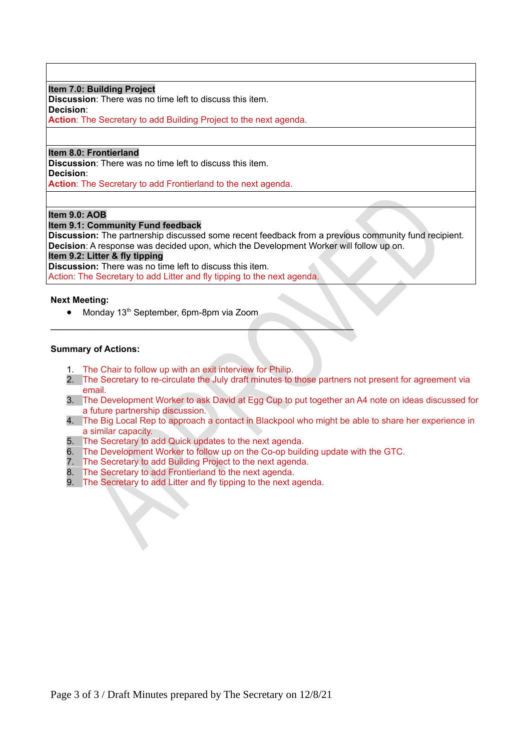**Item 7.0: Building Project**
**Discussion**: There was no time left to discuss this item.
**Decision**:
**Action**: The Secretary to add Building Project to the next agenda.

**Item 8.0: Frontierland**
**Discussion**: There was no time left to discuss this item.
**Decision**:
**Action**: The Secretary to add Frontierland to the next agenda.

**Item 9.0: AOB**
**Item 9.1: Community Fund feedback**
**Discussion:** The partnership discussed some recent feedback from a previous community fund recipient.
**Decision**: A response was decided upon, which the Development Worker will follow up on.
**Item 9.2: Litter & fly tipping**
**Discussion:** There was no time left to discuss this item.
Action: The Secretary to add Litter and fly tipping to the next agenda.

**Next Meeting:**

- Monday 13th September, 6pm-8pm via Zoom

---

**Summary of Actions:**

1. The Chair to follow up with an exit interview for Philip.
2. The Secretary to re-circulate the July draft minutes to those partners not present for agreement via email.
3. The Development Worker to ask David at Egg Cup to put together an A4 note on ideas discussed for a future partnership discussion.
4. The Big Local Rep to approach a contact in Blackpool who might be able to share her experience in a similar capacity.
5. The Secretary to add Quick updates to the next agenda.
6. The Development Worker to follow up on the Co-op building update with the GTC.
7. The Secretary to add Building Project to the next agenda.
8. The Secretary to add Frontierland to the next agenda.
9. The Secretary to add Litter and fly tipping to the next agenda.

Draft Minutes prepared by The Secretary on 12/8/21